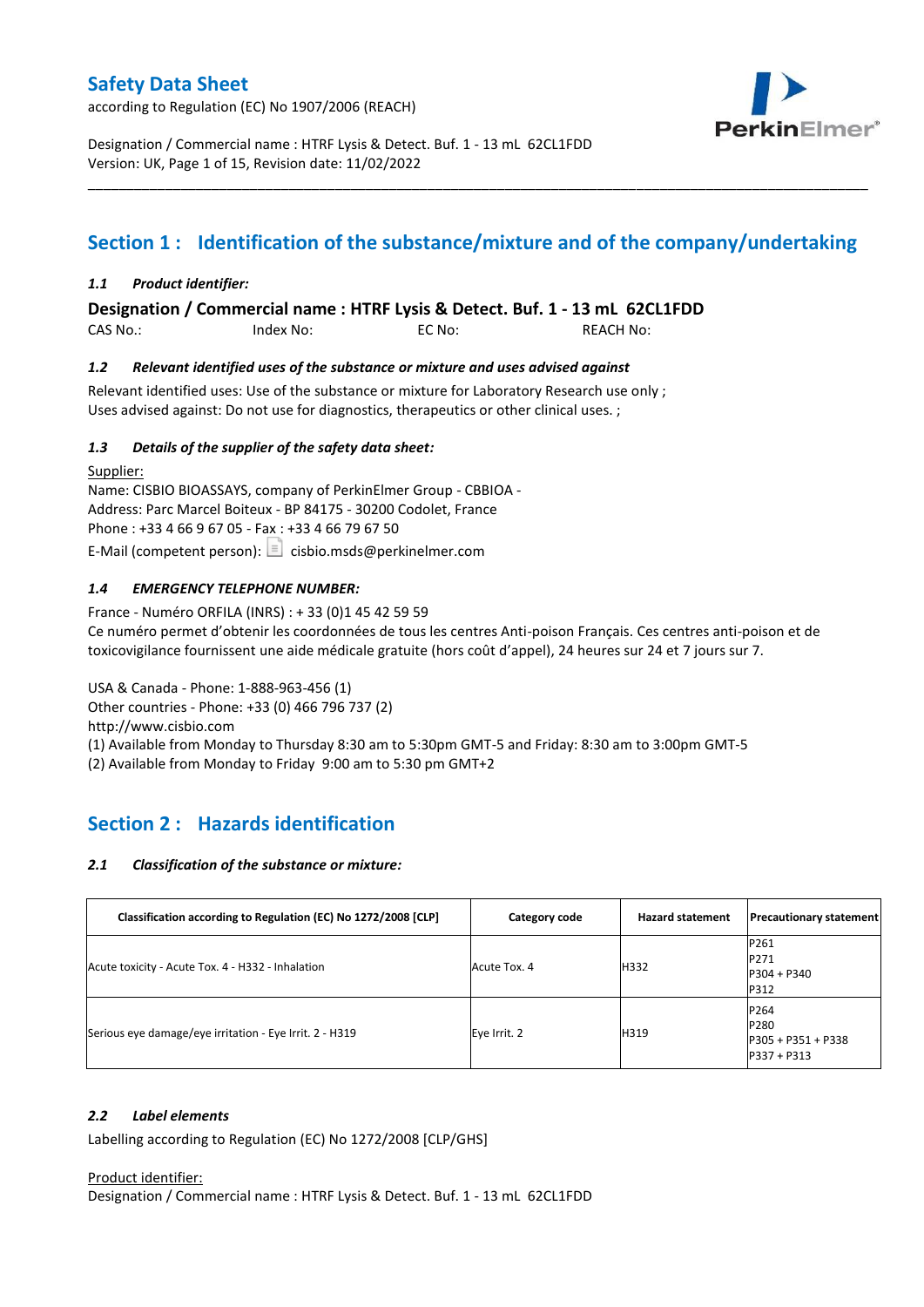# Safety Data Sheet

according to Regulation (EC) No 1907/2006 (REACH)

Designation / Commercial name : HTRF Lysis & Detect. Buf. 1 - 13 mL 62CL1FDD
Version: UK, Page 1 of 15, Revision date: 11/02/2022

## Section 1 : Identification of the substance/mixture and of the company/undertaking

### *1.1 Product identifier:*

**Designation / Commercial name : HTRF Lysis & Detect. Buf. 1 - 13 mL 62CL1FDD**

CAS No.: Index No: EC No: REACH No:

### *1.2 Relevant identified uses of the substance or mixture and uses advised against*

Relevant identified uses: Use of the substance or mixture for Laboratory Research use only ;
Uses advised against: Do not use for diagnostics, therapeutics or other clinical uses. ;

### *1.3 Details of the supplier of the safety data sheet:*

Supplier:
Name: CISBIO BIOASSAYS, company of PerkinElmer Group - CBBIOA -
Address: Parc Marcel Boiteux - BP 84175 - 30200 Codolet, France
Phone : +33 4 66 9 67 05 - Fax : +33 4 66 79 67 50
E-Mail (competent person): cisbio.msds@perkinelmer.com

### *1.4 EMERGENCY TELEPHONE NUMBER:*

France - Numéro ORFILA (INRS) : + 33 (0)1 45 42 59 59
Ce numéro permet d'obtenir les coordonnées de tous les centres Anti-poison Français. Ces centres anti-poison et de toxicovigilance fournissent une aide médicale gratuite (hors coût d'appel), 24 heures sur 24 et 7 jours sur 7.

USA & Canada - Phone: 1-888-963-456 (1)
Other countries - Phone: +33 (0) 466 796 737 (2)
http://www.cisbio.com
(1) Available from Monday to Thursday 8:30 am to 5:30pm GMT-5 and Friday: 8:30 am to 3:00pm GMT-5
(2) Available from Monday to Friday 9:00 am to 5:30 pm GMT+2

## Section 2 : Hazards identification

### *2.1 Classification of the substance or mixture:*

| Classification according to Regulation (EC) No 1272/2008 [CLP] | Category code | Hazard statement | Precautionary statement |
|---|---|---|---|
| Acute toxicity - Acute Tox. 4 - H332 - Inhalation | Acute Tox. 4 | H332 | P261<br>P271<br>P304 + P340<br>P312 |
| Serious eye damage/eye irritation - Eye Irrit. 2 - H319 | Eye Irrit. 2 | H319 | P264<br>P280<br>P305 + P351 + P338<br>P337 + P313 |

### *2.2 Label elements*

Labelling according to Regulation (EC) No 1272/2008 [CLP/GHS]

Product identifier:
Designation / Commercial name : HTRF Lysis & Detect. Buf. 1 - 13 mL 62CL1FDD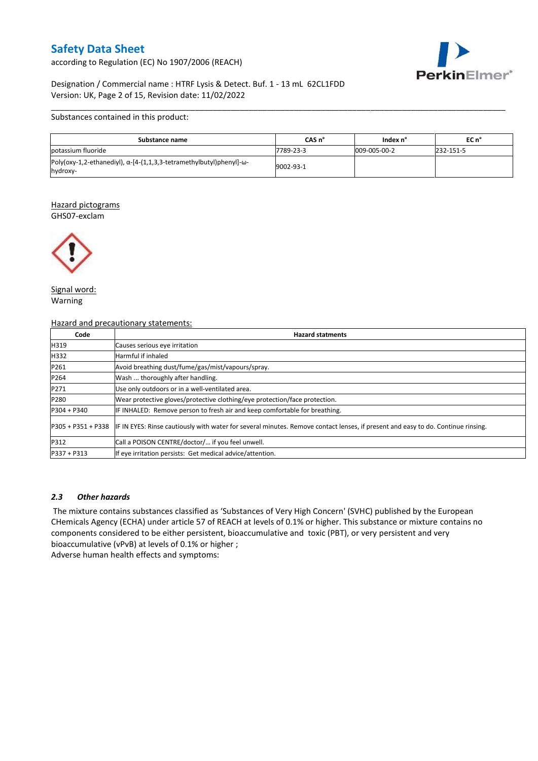Substances contained in this product:

| Substance name | CAS n° | Index n° | EC n° |
|---|---|---|---|
| potassium fluoride | 7789-23-3 | 009-005-00-2 | 232-151-5 |
| Poly(oxy-1,2-ethanediyl), α-[4-(1,1,3,3-tetramethylbutyl)phenyl]-ω-hydroxy- | 9002-93-1 | | |

Hazard pictograms

GHS07-exclam

Signal word:

Warning

Hazard and precautionary statements:

| Code | Hazard statments |
|---|---|
| H319 | Causes serious eye irritation |
| H332 | Harmful if inhaled |
| P261 | Avoid breathing dust/fume/gas/mist/vapours/spray. |
| P264 | Wash ... thoroughly after handling. |
| P271 | Use only outdoors or in a well-ventilated area. |
| P280 | Wear protective gloves/protective clothing/eye protection/face protection. |
| P304 + P340 | IF INHALED: Remove person to fresh air and keep comfortable for breathing. |
| P305 + P351 + P338 | IF IN EYES: Rinse cautiously with water for several minutes. Remove contact lenses, if present and easy to do. Continue rinsing. |
| P312 | Call a POISON CENTRE/doctor/… if you feel unwell. |
| P337 + P313 | If eye irritation persists: Get medical advice/attention. |

### *2.3 Other hazards*

The mixture contains substances classified as 'Substances of Very High Concern' (SVHC) published by the European CHemicals Agency (ECHA) under article 57 of REACH at levels of 0.1% or higher. This substance or mixture contains no components considered to be either persistent, bioaccumulative and toxic (PBT), or very persistent and very bioaccumulative (vPvB) at levels of 0.1% or higher ;

Adverse human health effects and symptoms: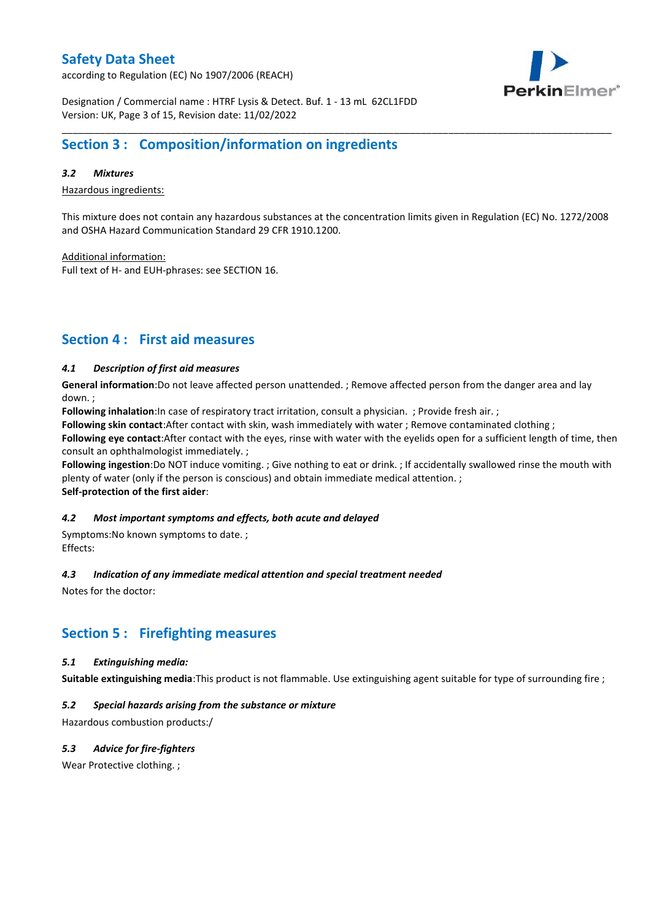## Section 3 : Composition/information on ingredients

### *3.2 Mixtures*

Hazardous ingredients:

This mixture does not contain any hazardous substances at the concentration limits given in Regulation (EC) No. 1272/2008 and OSHA Hazard Communication Standard 29 CFR 1910.1200.

Additional information:
Full text of H- and EUH-phrases: see SECTION 16.

## Section 4 : First aid measures

### *4.1 Description of first aid measures*

**General information**:Do not leave affected person unattended. ; Remove affected person from the danger area and lay down. ;
**Following inhalation**:In case of respiratory tract irritation, consult a physician. ; Provide fresh air. ;
**Following skin contact**:After contact with skin, wash immediately with water ; Remove contaminated clothing ;
**Following eye contact**:After contact with the eyes, rinse with water with the eyelids open for a sufficient length of time, then consult an ophthalmologist immediately. ;
**Following ingestion**:Do NOT induce vomiting. ; Give nothing to eat or drink. ; If accidentally swallowed rinse the mouth with plenty of water (only if the person is conscious) and obtain immediate medical attention. ;
**Self-protection of the first aider**:

### *4.2 Most important symptoms and effects, both acute and delayed*

Symptoms:No known symptoms to date. ;
Effects:

### *4.3 Indication of any immediate medical attention and special treatment needed*

Notes for the doctor:

## Section 5 : Firefighting measures

### *5.1 Extinguishing media:*

**Suitable extinguishing media**:This product is not flammable. Use extinguishing agent suitable for type of surrounding fire ;

### *5.2 Special hazards arising from the substance or mixture*

Hazardous combustion products:/

### *5.3 Advice for fire-fighters*

Wear Protective clothing. ;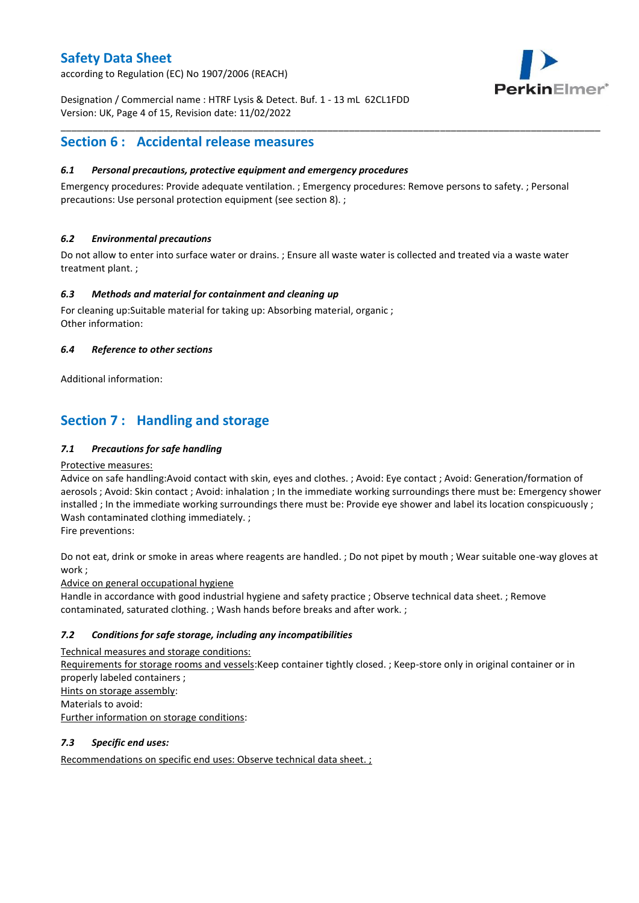## Section 6 : Accidental release measures

### *6.1 Personal precautions, protective equipment and emergency procedures*

Emergency procedures: Provide adequate ventilation. ; Emergency procedures: Remove persons to safety. ; Personal precautions: Use personal protection equipment (see section 8). ;

### *6.2 Environmental precautions*

Do not allow to enter into surface water or drains. ; Ensure all waste water is collected and treated via a waste water treatment plant. ;

### *6.3 Methods and material for containment and cleaning up*

For cleaning up:Suitable material for taking up: Absorbing material, organic ;
Other information:

### *6.4 Reference to other sections*

Additional information:

## Section 7 : Handling and storage

### *7.1 Precautions for safe handling*

Protective measures:
Advice on safe handling:Avoid contact with skin, eyes and clothes. ; Avoid: Eye contact ; Avoid: Generation/formation of aerosols ; Avoid: Skin contact ; Avoid: inhalation ; In the immediate working surroundings there must be: Emergency shower installed ; In the immediate working surroundings there must be: Provide eye shower and label its location conspicuously ; Wash contaminated clothing immediately. ;
Fire preventions:

Do not eat, drink or smoke in areas where reagents are handled. ; Do not pipet by mouth ; Wear suitable one-way gloves at work ;
Advice on general occupational hygiene
Handle in accordance with good industrial hygiene and safety practice ; Observe technical data sheet. ; Remove contaminated, saturated clothing. ; Wash hands before breaks and after work. ;

### *7.2 Conditions for safe storage, including any incompatibilities*

Technical measures and storage conditions:
Requirements for storage rooms and vessels:Keep container tightly closed. ; Keep-store only in original container or in properly labeled containers ;
Hints on storage assembly:
Materials to avoid:
Further information on storage conditions:

### *7.3 Specific end uses:*

Recommendations on specific end uses: Observe technical data sheet. ;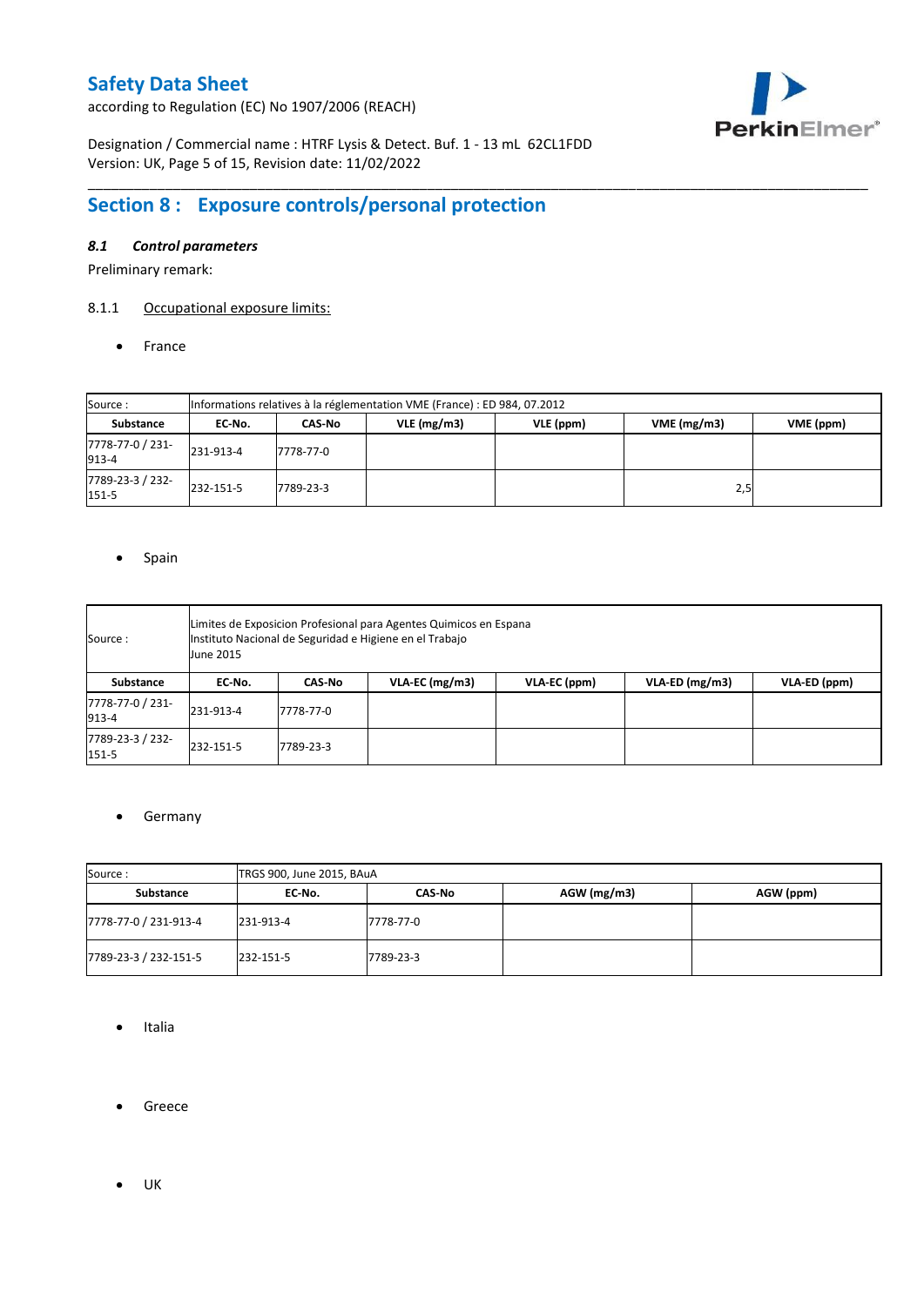## Section 8 : Exposure controls/personal protection

### *8.1 Control parameters*

Preliminary remark:

8.1.1 Occupational exposure limits:

- France

| Source : | Informations relatives à la réglementation VME (France) : ED 984, 07.2012 | | | | | |
|---|---|---|---|---|---|---|
| **Substance** | **EC-No.** | **CAS-No** | **VLE (mg/m3)** | **VLE (ppm)** | **VME (mg/m3)** | **VME (ppm)** |
| 7778-77-0 / 231-913-4 | 231-913-4 | 7778-77-0 | | | | |
| 7789-23-3 / 232-151-5 | 232-151-5 | 7789-23-3 | | | 2,5 | |

- Spain

| Source : | Limites de Exposicion Profesional para Agentes Quimicos en Espana<br>Instituto Nacional de Seguridad e Higiene en el Trabajo<br>June 2015 | | | | | |
|---|---|---|---|---|---|---|
| **Substance** | **EC-No.** | **CAS-No** | **VLA-EC (mg/m3)** | **VLA-EC (ppm)** | **VLA-ED (mg/m3)** | **VLA-ED (ppm)** |
| 7778-77-0 / 231-913-4 | 231-913-4 | 7778-77-0 | | | | |
| 7789-23-3 / 232-151-5 | 232-151-5 | 7789-23-3 | | | | |

- Germany

| Source : | TRGS 900, June 2015, BAuA | | | |
|---|---|---|---|---|
| **Substance** | **EC-No.** | **CAS-No** | **AGW (mg/m3)** | **AGW (ppm)** |
| 7778-77-0 / 231-913-4 | 231-913-4 | 7778-77-0 | | |
| 7789-23-3 / 232-151-5 | 232-151-5 | 7789-23-3 | | |

- Italia

- Greece

- UK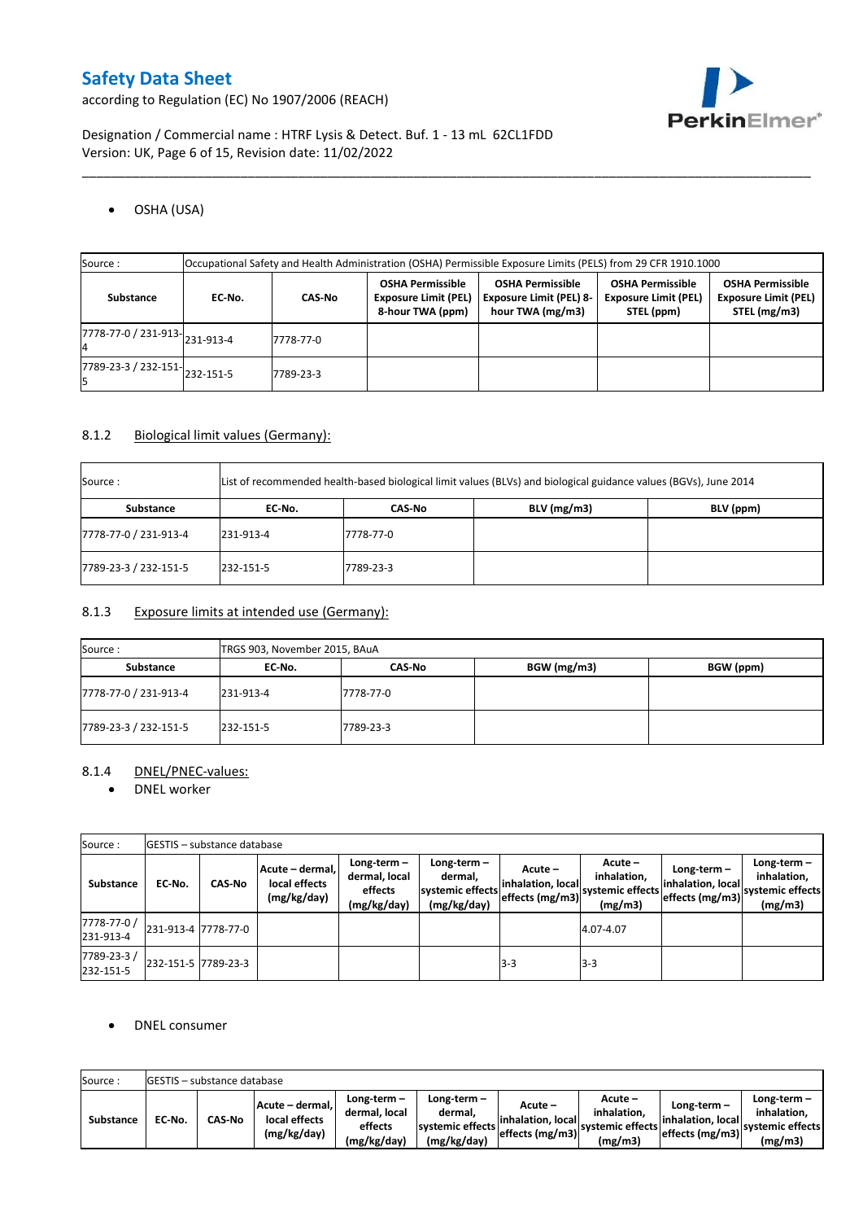- OSHA (USA)

| Source : | Occupational Safety and Health Administration (OSHA) Permissible Exposure Limits (PELS) from 29 CFR 1910.1000 | | | | | |
|---|---|---|---|---|---|---|
| **Substance** | **EC-No.** | **CAS-No** | **OSHA Permissible Exposure Limit (PEL) 8-hour TWA (ppm)** | **OSHA Permissible Exposure Limit (PEL) 8-hour TWA (mg/m3)** | **OSHA Permissible Exposure Limit (PEL) STEL (ppm)** | **OSHA Permissible Exposure Limit (PEL) STEL (mg/m3)** |
| 7778-77-0 / 231-913-4 | 231-913-4 | 7778-77-0 | | | | |
| 7789-23-3 / 232-151-5 | 232-151-5 | 7789-23-3 | | | | |

## 8.1.2 Biological limit values (Germany):

| Source : | List of recommended health-based biological limit values (BLVs) and biological guidance values (BGVs), June 2014 | | | |
|---|---|---|---|---|
| **Substance** | **EC-No.** | **CAS-No** | **BLV (mg/m3)** | **BLV (ppm)** |
| 7778-77-0 / 231-913-4 | 231-913-4 | 7778-77-0 | | |
| 7789-23-3 / 232-151-5 | 232-151-5 | 7789-23-3 | | |

## 8.1.3 Exposure limits at intended use (Germany):

| Source : | TRGS 903, November 2015, BAuA | | | |
|---|---|---|---|---|
| **Substance** | **EC-No.** | **CAS-No** | **BGW (mg/m3)** | **BGW (ppm)** |
| 7778-77-0 / 231-913-4 | 231-913-4 | 7778-77-0 | | |
| 7789-23-3 / 232-151-5 | 232-151-5 | 7789-23-3 | | |

## 8.1.4 DNEL/PNEC-values:

- DNEL worker

| Source : | GESTIS – substance database | | | | | | | | | |
|---|---|---|---|---|---|---|---|---|---|---|
| **Substance** | **EC-No.** | **CAS-No** | **Acute – dermal, local effects (mg/kg/day)** | **Long-term – dermal, local effects (mg/kg/day)** | **Long-term – dermal, systemic effects (mg/kg/day)** | **Acute – inhalation, local effects (mg/m3)** | **Acute – inhalation, systemic effects (mg/m3)** | **Long-term – inhalation, local effects (mg/m3)** | **Long-term – inhalation, systemic effects (mg/m3)** |
| 7778-77-0 / 231-913-4 | 231-913-4 | 7778-77-0 | | | | | 4.07-4.07 | | |
| 7789-23-3 / 232-151-5 | 232-151-5 | 7789-23-3 | | | | 3-3 | 3-3 | | |

- DNEL consumer

| Source : | GESTIS – substance database | | | | | | | | |
|---|---|---|---|---|---|---|---|---|---|
| **Substance** | **EC-No.** | **CAS-No** | **Acute – dermal, local effects (mg/kg/day)** | **Long-term – dermal, local effects (mg/kg/day)** | **Long-term – dermal, systemic effects (mg/kg/day)** | **Acute – inhalation, local effects (mg/m3)** | **Acute – inhalation, systemic effects (mg/m3)** | **Long-term – inhalation, local effects (mg/m3)** | **Long-term – inhalation, systemic effects (mg/m3)** |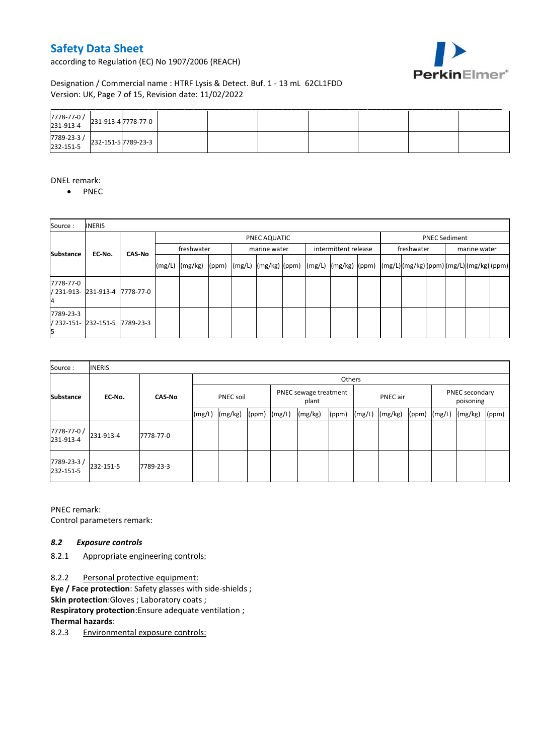| 7778-77-0 / 231-913-4 | 231-913-4 | 7778-77-0 | | | | | | | |
|---|---|---|---|---|---|---|---|---|---|
| 7789-23-3 / 232-151-5 | 232-151-5 | 7789-23-3 | | | | | | | |

DNEL remark:

- PNEC

| Source : | INERIS | | | | | | | | | | | | | | | | | | | | |
|---|---|---|---|---|---|---|---|---|---|---|---|---|---|---|---|---|---|---|---|---|---|
| Substance | EC-No. | CAS-No | PNEC AQUATIC | | | | | | | | | PNEC Sediment | | | | | |
| | | | freshwater | | | marine water | | | intermittent release | | | freshwater | | | marine water | | |
| | | | (mg/L) | (mg/kg) | (ppm) | (mg/L) | (mg/kg) | (ppm) | (mg/L) | (mg/kg) | (ppm) | (mg/L) | (mg/kg) | (ppm) | (mg/L) | (mg/kg) | (ppm) |
| 7778-77-0 / 231-913-4 | 231-913-4 | 7778-77-0 | | | | | | | | | | | | | | | |
| 7789-23-3 / 232-151-5 | 232-151-5 | 7789-23-3 | | | | | | | | | | | | | | | |

| Source : | INERIS | | | | | | | | | | | | | | |
|---|---|---|---|---|---|---|---|---|---|---|---|---|---|---|---|
| Substance | EC-No. | CAS-No | Others | | | | | | | | | | | | |
| | | | PNEC soil | | | PNEC sewage treatment plant | | | PNEC air | | | PNEC secondary poisoning | | | |
| | | | (mg/L) | (mg/kg) | (ppm) | (mg/L) | (mg/kg) | (ppm) | (mg/L) | (mg/kg) | (ppm) | (mg/L) | (mg/kg) | (ppm) | |
| 7778-77-0 / 231-913-4 | 231-913-4 | 7778-77-0 | | | | | | | | | | | | | |
| 7789-23-3 / 232-151-5 | 232-151-5 | 7789-23-3 | | | | | | | | | | | | | |

PNEC remark:

Control parameters remark:

### *8.2 Exposure controls*

8.2.1 Appropriate engineering controls:

8.2.2 Personal protective equipment:

**Eye / Face protection**: Safety glasses with side-shields ;
**Skin protection**:Gloves ; Laboratory coats ;
**Respiratory protection**:Ensure adequate ventilation ;
**Thermal hazards**:

8.2.3 Environmental exposure controls: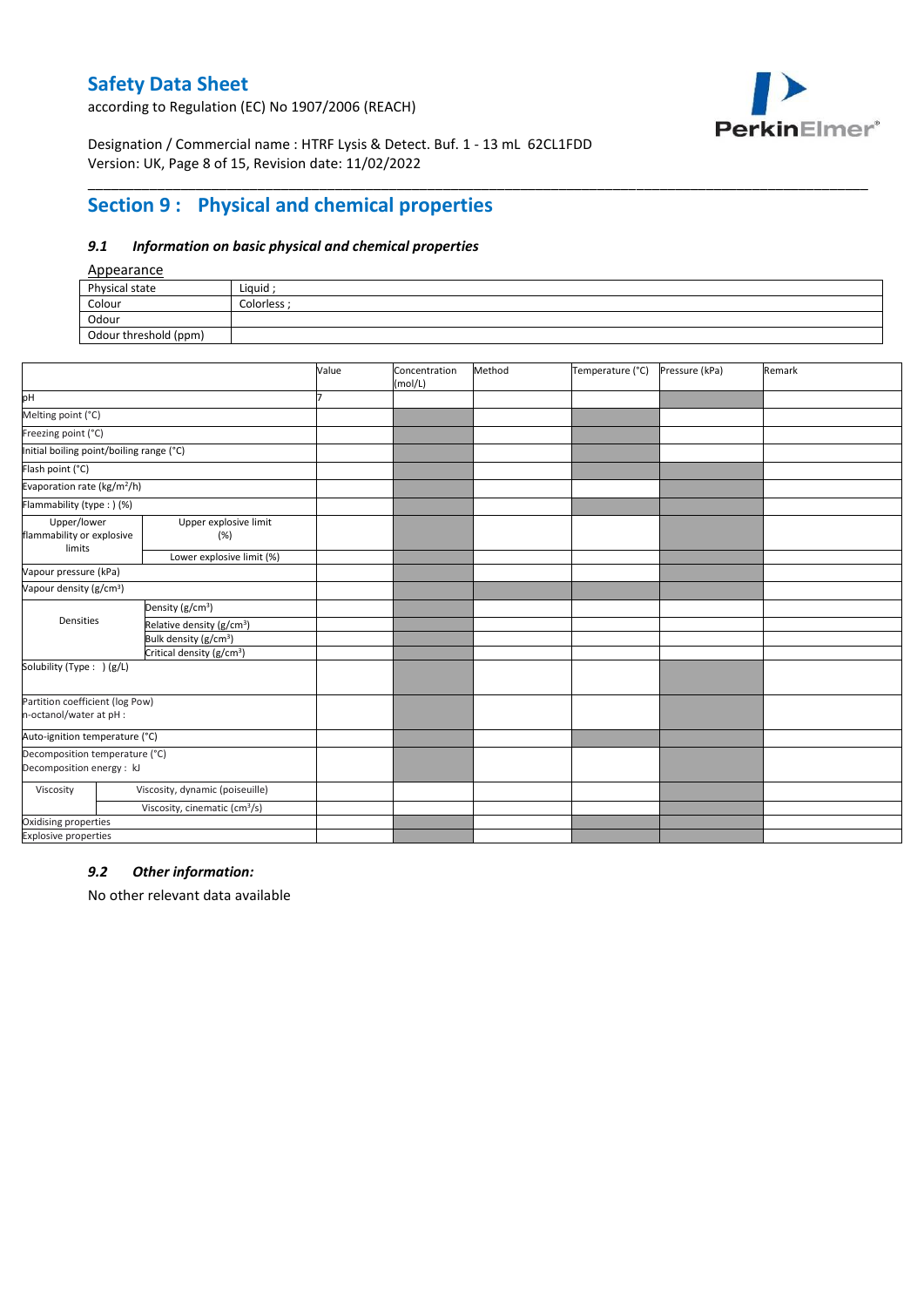# Safety Data Sheet

according to Regulation (EC) No 1907/2006 (REACH)

Designation / Commercial name : HTRF Lysis & Detect. Buf. 1 - 13 mL 62CL1FDD
Version: UK, Page 8 of 15, Revision date: 11/02/2022

## Section 9 : Physical and chemical properties

### *9.1 Information on basic physical and chemical properties*

Appearance

| Physical state | Liquid ; |
|---|---|
| Colour | Colorless ; |
| Odour | |
| Odour threshold (ppm) | |

| | | Value | Concentration (mol/L) | Method | Temperature (°C) | Pressure (kPa) | Remark |
|---|---|---|---|---|---|---|---|
| pH | | 7 | | | | | |
| Melting point (°C) | | | | | | | |
| Freezing point (°C) | | | | | | | |
| Initial boiling point/boiling range (°C) | | | | | | | |
| Flash point (°C) | | | | | | | |
| Evaporation rate (kg/m²/h) | | | | | | | |
| Flammability (type : ) (%) | | | | | | | |
| Upper/lower flammability or explosive limits | Upper explosive limit (%) | | | | | | |
| | Lower explosive limit (%) | | | | | | |
| Vapour pressure (kPa) | | | | | | | |
| Vapour density (g/cm³) | | | | | | | |
| Densities | Density (g/cm³) | | | | | | |
| | Relative density (g/cm³) | | | | | | |
| | Bulk density (g/cm³) | | | | | | |
| | Critical density (g/cm³) | | | | | | |
| Solubility (Type : ) (g/L) | | | | | | | |
| Partition coefficient (log Pow) n-octanol/water at pH : | | | | | | | |
| Auto-ignition temperature (°C) | | | | | | | |
| Decomposition temperature (°C) Decomposition energy : kJ | | | | | | | |
| Viscosity | Viscosity, dynamic (poiseuille) | | | | | | |
| | Viscosity, cinematic (cm³/s) | | | | | | |
| Oxidising properties | | | | | | | |
| Explosive properties | | | | | | | |

### *9.2 Other information:*

No other relevant data available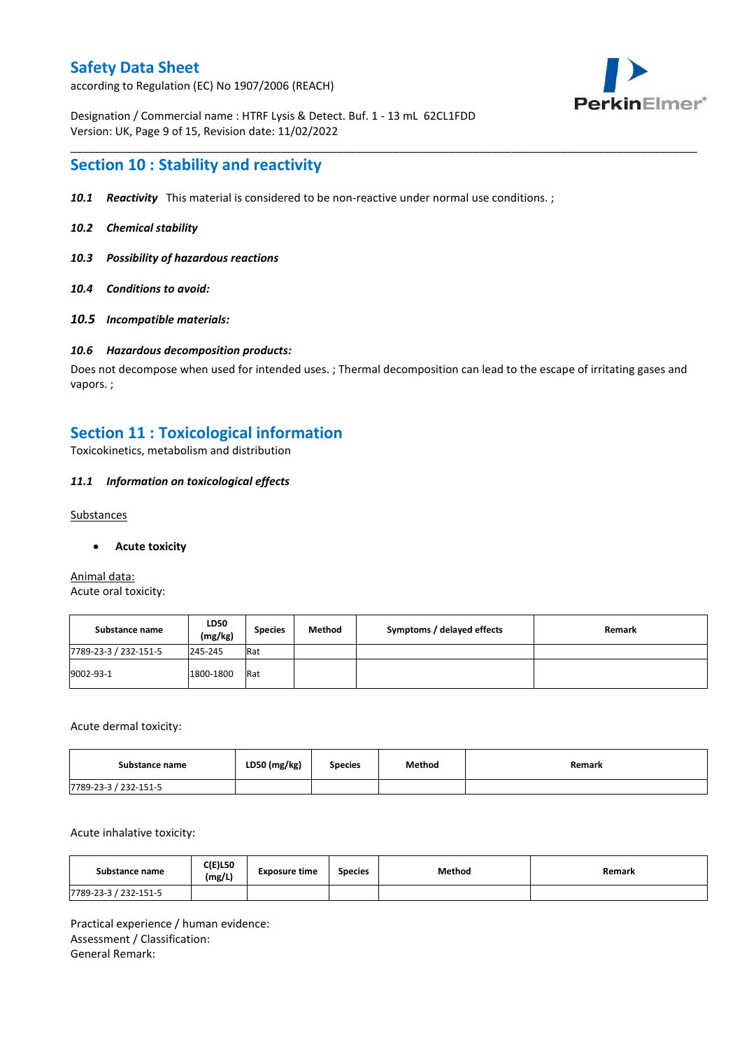## Section 10 : Stability and reactivity

***10.1 Reactivity*** This material is considered to be non-reactive under normal use conditions. ;

***10.2 Chemical stability***

***10.3 Possibility of hazardous reactions***

***10.4 Conditions to avoid:***

***10.5 Incompatible materials:***

***10.6 Hazardous decomposition products:***

Does not decompose when used for intended uses. ; Thermal decomposition can lead to the escape of irritating gases and vapors. ;

## Section 11 : Toxicological information

Toxicokinetics, metabolism and distribution

***11.1 Information on toxicological effects***

Substances

- **Acute toxicity**

Animal data:
Acute oral toxicity:

| Substance name | LD50 (mg/kg) | Species | Method | Symptoms / delayed effects | Remark |
|---|---|---|---|---|---|
| 7789-23-3 / 232-151-5 | 245-245 | Rat | | | |
| 9002-93-1 | 1800-1800 | Rat | | | |

Acute dermal toxicity:

| Substance name | LD50 (mg/kg) | Species | Method | Remark |
|---|---|---|---|---|
| 7789-23-3 / 232-151-5 | | | | |

Acute inhalative toxicity:

| Substance name | C(E)L50 (mg/L) | Exposure time | Species | Method | Remark |
|---|---|---|---|---|---|
| 7789-23-3 / 232-151-5 | | | | | |

Practical experience / human evidence:
Assessment / Classification:
General Remark: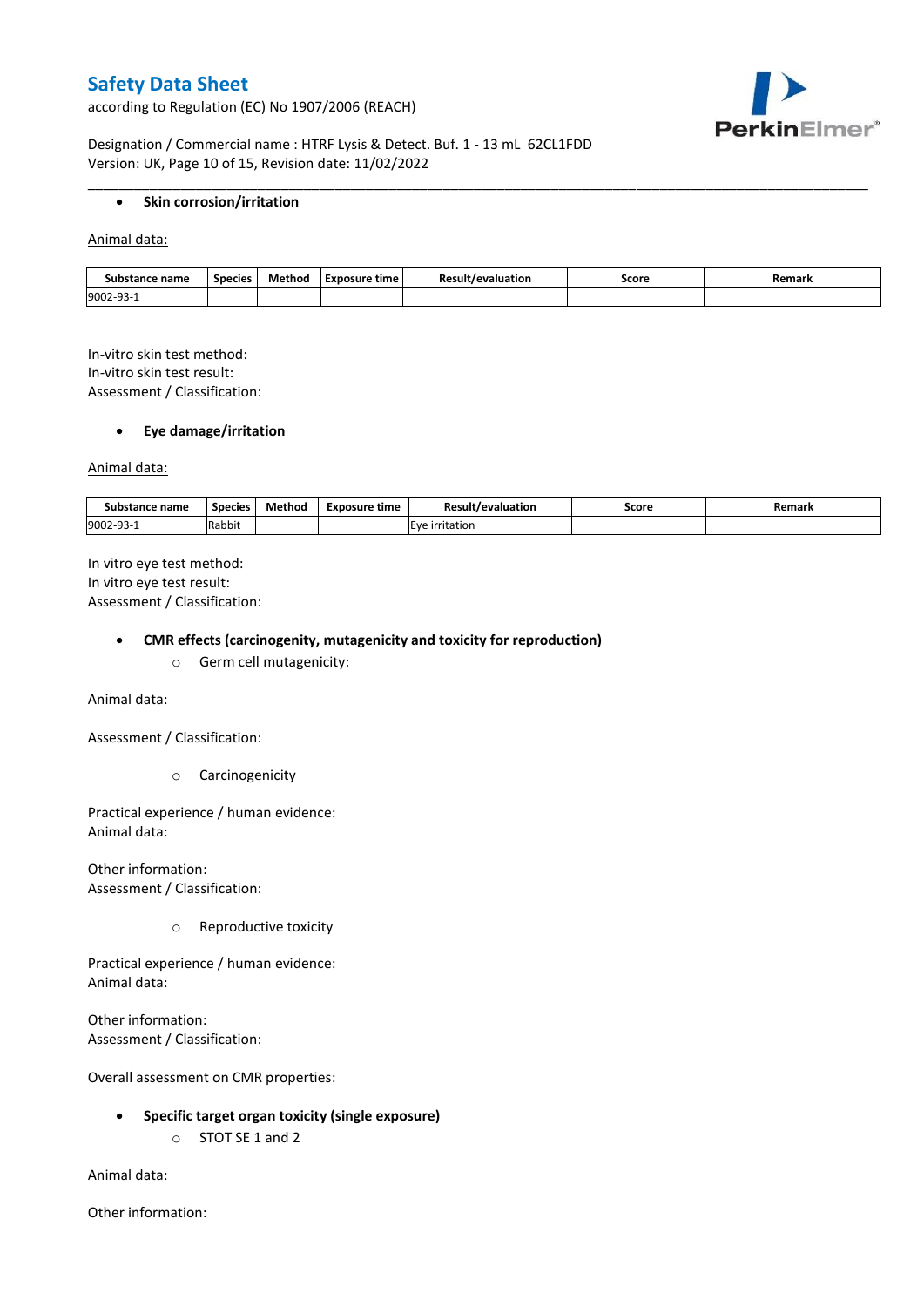- **Skin corrosion/irritation**

Animal data:

| Substance name | Species | Method | Exposure time | Result/evaluation | Score | Remark |
|---|---|---|---|---|---|---|
| 9002-93-1 | | | | | | |

In-vitro skin test method:
In-vitro skin test result:
Assessment / Classification:

- **Eye damage/irritation**

Animal data:

| Substance name | Species | Method | Exposure time | Result/evaluation | Score | Remark |
|---|---|---|---|---|---|---|
| 9002-93-1 | Rabbit | | | Eye irritation | | |

In vitro eye test method:
In vitro eye test result:
Assessment / Classification:

- **CMR effects (carcinogenity, mutagenicity and toxicity for reproduction)**
  - Germ cell mutagenicity:

Animal data:

Assessment / Classification:

  - Carcinogenicity

Practical experience / human evidence:
Animal data:

Other information:
Assessment / Classification:

  - Reproductive toxicity

Practical experience / human evidence:
Animal data:

Other information:
Assessment / Classification:

Overall assessment on CMR properties:

- **Specific target organ toxicity (single exposure)**
  - STOT SE 1 and 2

Animal data:

Other information: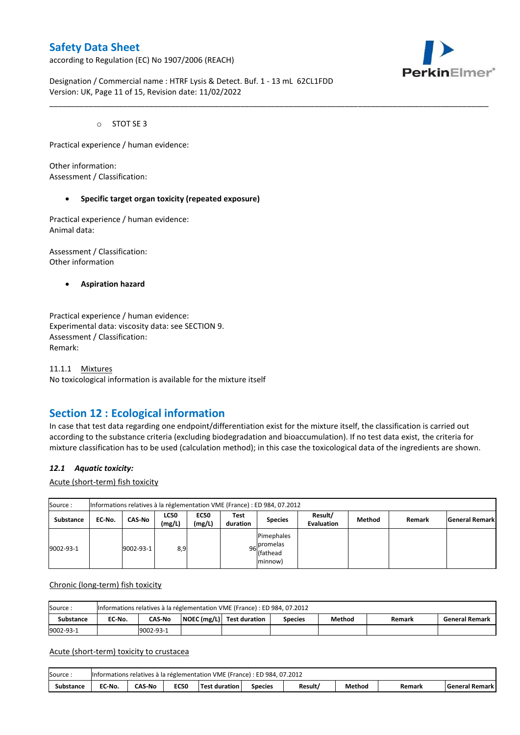- STOT SE 3

Practical experience / human evidence:

Other information:
Assessment / Classification:

- **Specific target organ toxicity (repeated exposure)**

Practical experience / human evidence:
Animal data:

Assessment / Classification:
Other information

- **Aspiration hazard**

Practical experience / human evidence:
Experimental data: viscosity data: see SECTION 9.
Assessment / Classification:
Remark:

11.1.1 Mixtures
No toxicological information is available for the mixture itself

## Section 12 : Ecological information

In case that test data regarding one endpoint/differentiation exist for the mixture itself, the classification is carried out according to the substance criteria (excluding biodegradation and bioaccumulation). If no test data exist, the criteria for mixture classification has to be used (calculation method); in this case the toxicological data of the ingredients are shown.

### *12.1 Aquatic toxicity:*

Acute (short-term) fish toxicity

| Source : | Informations relatives à la réglementation VME (France) : ED 984, 07.2012 | | | | | | | | | |
|---|---|---|---|---|---|---|---|---|---|---|
| **Substance** | **EC-No.** | **CAS-No** | **LC50 (mg/L)** | **EC50 (mg/L)** | **Test duration** | **Species** | **Result/ Evaluation** | **Method** | **Remark** | **General Remark** |
| 9002-93-1 | | 9002-93-1 | 8,9 | | 96 | Pimephales promelas (fathead minnow) | | | | |

Chronic (long-term) fish toxicity

| Source : | Informations relatives à la réglementation VME (France) : ED 984, 07.2012 | | | | | | | |
|---|---|---|---|---|---|---|---|---|
| **Substance** | **EC-No.** | **CAS-No** | **NOEC (mg/L)** | **Test duration** | **Species** | **Method** | **Remark** | **General Remark** |
| 9002-93-1 | | 9002-93-1 | | | | | | |

Acute (short-term) toxicity to crustacea

| Source : | Informations relatives à la réglementation VME (France) : ED 984, 07.2012 | | | | | | | | |
|---|---|---|---|---|---|---|---|---|---|
| **Substance** | **EC-No.** | **CAS-No** | **EC50** | **Test duration** | **Species** | **Result/** | **Method** | **Remark** | **General Remark** |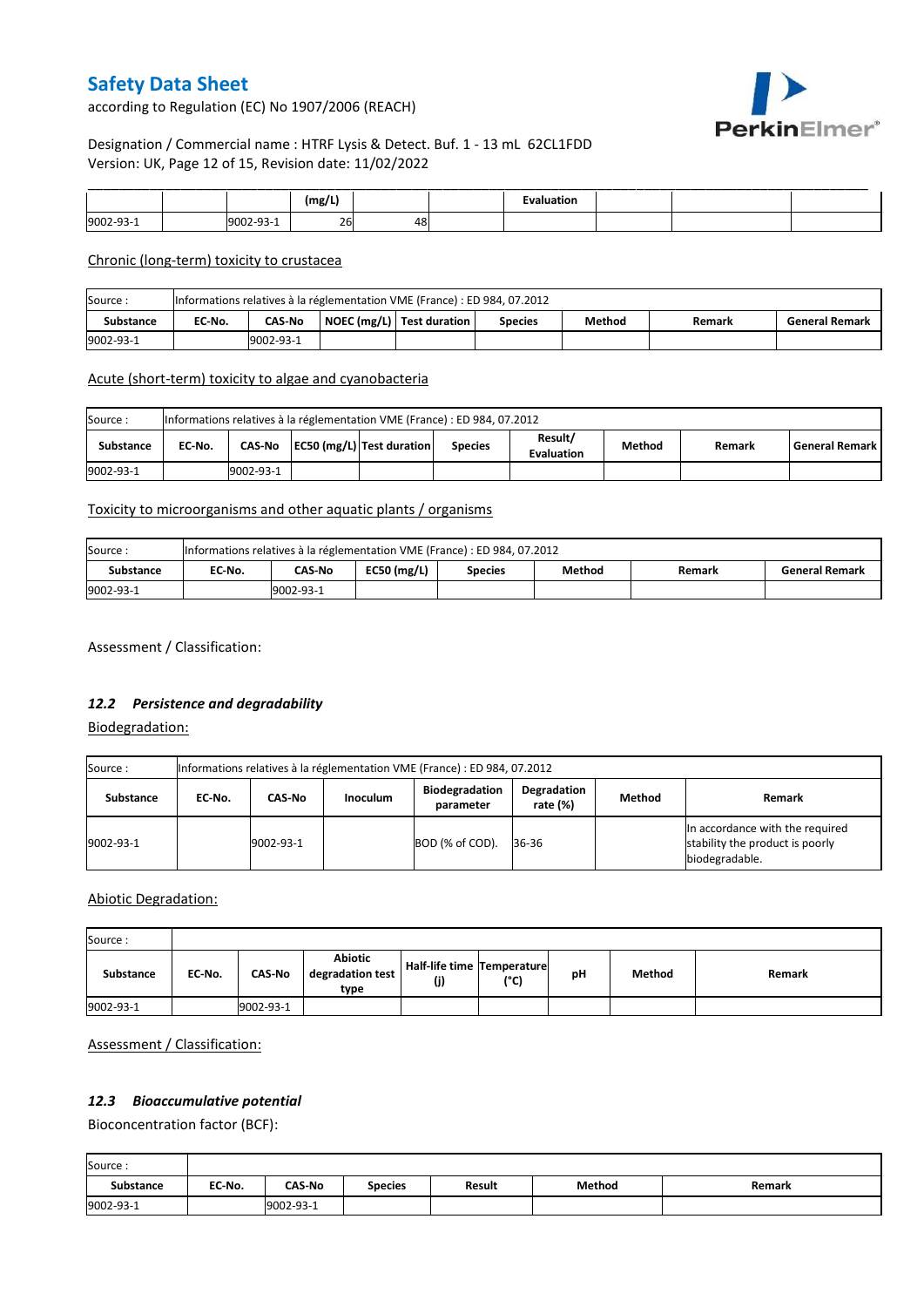| | | (mg/L) | | | Evaluation | | | |
|---|---|---|---|---|---|---|---|---|
| 9002-93-1 | | 9002-93-1 | 26 | 48 | | | | |

Chronic (long-term) toxicity to crustacea

| Source : | Informations relatives à la réglementation VME (France) : ED 984, 07.2012 | | | | | | | |
|---|---|---|---|---|---|---|---|---|
| Substance | EC-No. | CAS-No | NOEC (mg/L) | Test duration | Species | Method | Remark | General Remark |
| 9002-93-1 | | 9002-93-1 | | | | | | |

Acute (short-term) toxicity to algae and cyanobacteria

| Source : | Informations relatives à la réglementation VME (France) : ED 984, 07.2012 | | | | | | | | |
|---|---|---|---|---|---|---|---|---|---|
| Substance | EC-No. | CAS-No | EC50 (mg/L) | Test duration | Species | Result/ Evaluation | Method | Remark | General Remark |
| 9002-93-1 | | 9002-93-1 | | | | | | | |

Toxicity to microorganisms and other aquatic plants / organisms

| Source : | Informations relatives à la réglementation VME (France) : ED 984, 07.2012 | | | | | | |
|---|---|---|---|---|---|---|---|
| Substance | EC-No. | CAS-No | EC50 (mg/L) | Species | Method | Remark | General Remark |
| 9002-93-1 | | 9002-93-1 | | | | | |

Assessment / Classification:

### *12.2 Persistence and degradability*

Biodegradation:

| Source : | Informations relatives à la réglementation VME (France) : ED 984, 07.2012 | | | | | | |
|---|---|---|---|---|---|---|---|
| Substance | EC-No. | CAS-No | Inoculum | Biodegradation parameter | Degradation rate (%) | Method | Remark |
| 9002-93-1 | | 9002-93-1 | | BOD (% of COD). | 36-36 | | In accordance with the required stability the product is poorly biodegradable. |

Abiotic Degradation:

| Source : | | | | | | | | |
|---|---|---|---|---|---|---|---|---|
| Substance | EC-No. | CAS-No | Abiotic degradation test type | Half-life time (j) | Temperature (°C) | pH | Method | Remark |
| 9002-93-1 | | 9002-93-1 | | | | | | |

Assessment / Classification:

### *12.3 Bioaccumulative potential*

Bioconcentration factor (BCF):

| Source : | | | | | | |
|---|---|---|---|---|---|---|
| Substance | EC-No. | CAS-No | Species | Result | Method | Remark |
| 9002-93-1 | | 9002-93-1 | | | | |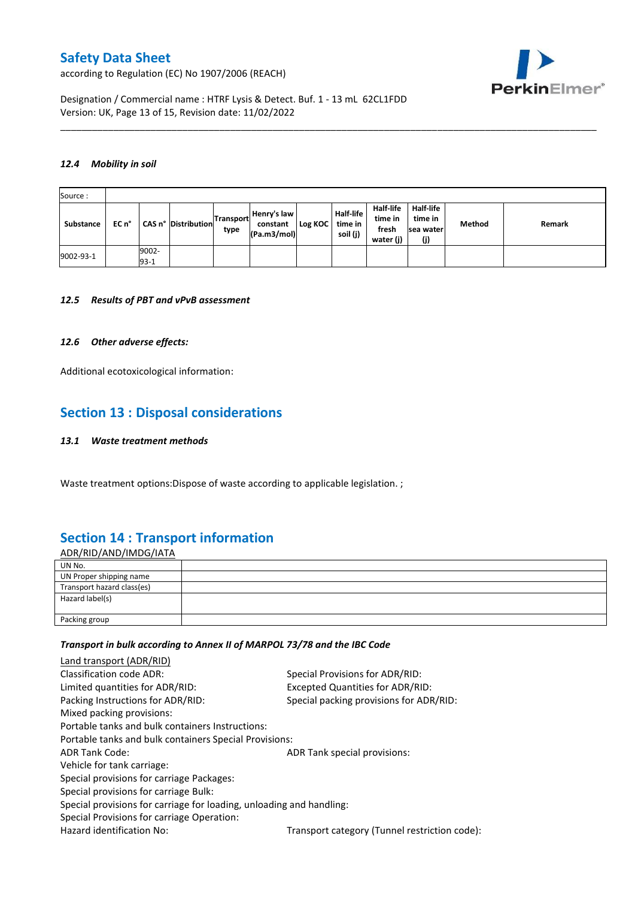### 12.4 Mobility in soil

| Source : | | | | | | | | | | | |
|---|---|---|---|---|---|---|---|---|---|---|---|
| Substance | EC n° | CAS n° | Distribution | Transport type | Henry's law constant (Pa.m3/mol) | Log KOC | Half-life time in soil (j) | Half-life time in fresh water (j) | Half-life time in sea water (j) | Method | Remark |
| 9002-93-1 | | 9002-93-1 | | | | | | | | | |

### 12.5 Results of PBT and vPvB assessment

### 12.6 Other adverse effects:

Additional ecotoxicological information:

## Section 13 : Disposal considerations

### 13.1 Waste treatment methods

Waste treatment options:Dispose of waste according to applicable legislation. ;

## Section 14 : Transport information

ADR/RID/AND/IMDG/IATA

| UN No. | |
|---|---|
| UN Proper shipping name | |
| Transport hazard class(es) | |
| Hazard label(s) | |
| Packing group | |

*Transport in bulk according to Annex II of MARPOL 73/78 and the IBC Code*

Land transport (ADR/RID)

Classification code ADR:
Special Provisions for ADR/RID:
Limited quantities for ADR/RID:
Excepted Quantities for ADR/RID:
Packing Instructions for ADR/RID:
Special packing provisions for ADR/RID:
Mixed packing provisions:
Portable tanks and bulk containers Instructions:
Portable tanks and bulk containers Special Provisions:
ADR Tank Code:
ADR Tank special provisions:
Vehicle for tank carriage:
Special provisions for carriage Packages:
Special provisions for carriage Bulk:
Special provisions for carriage for loading, unloading and handling:
Special Provisions for carriage Operation:
Hazard identification No:
Transport category (Tunnel restriction code):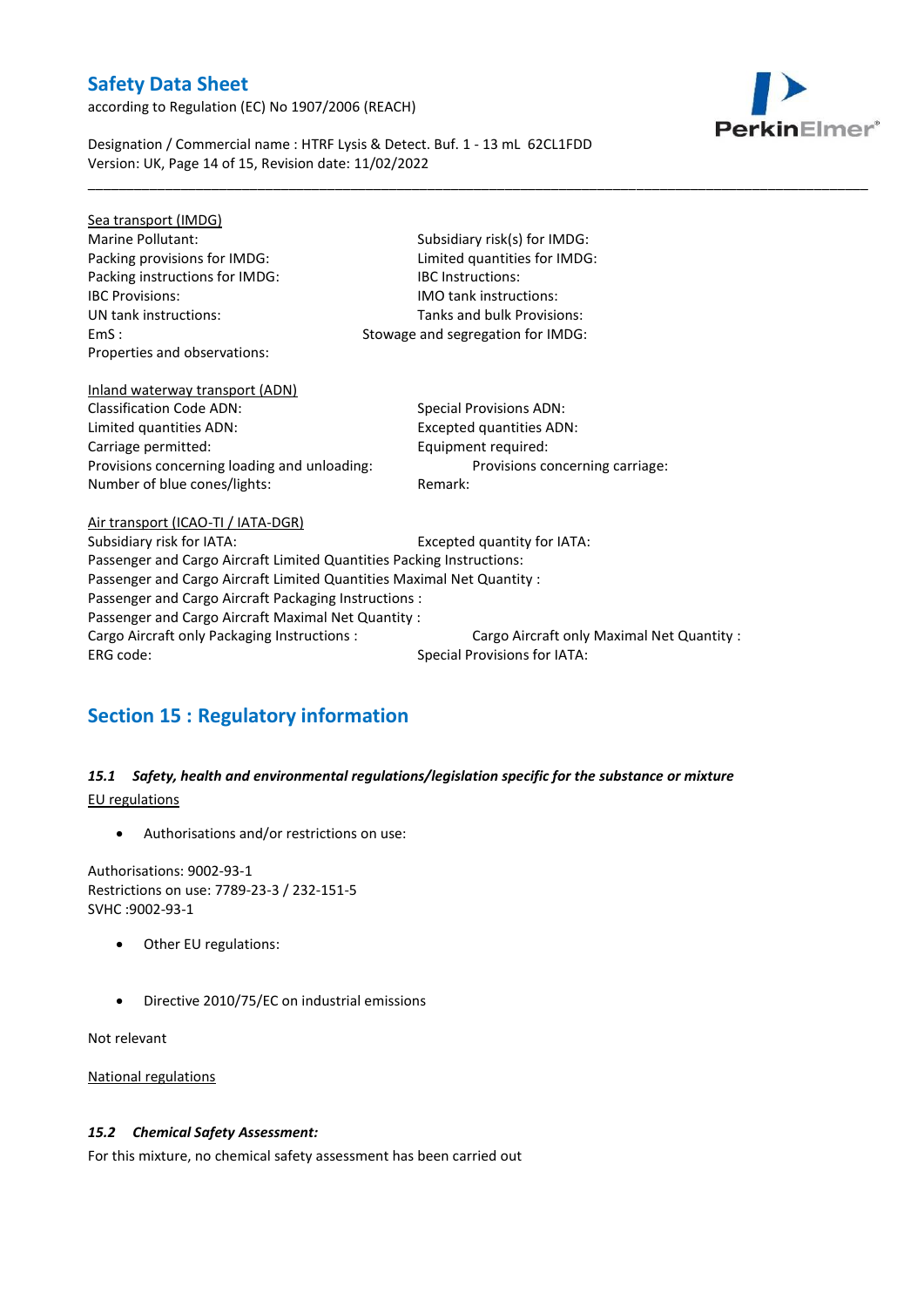Sea transport (IMDG)

Marine Pollutant:

Subsidiary risk(s) for IMDG:

Packing provisions for IMDG:

Limited quantities for IMDG:

Packing instructions for IMDG:

IBC Instructions:

IBC Provisions:

IMO tank instructions:

UN tank instructions:

Tanks and bulk Provisions:

EmS :

Stowage and segregation for IMDG:

Properties and observations:

Inland waterway transport (ADN)

Classification Code ADN:

Special Provisions ADN:

Limited quantities ADN:

Excepted quantities ADN:

Carriage permitted:

Equipment required:

Provisions concerning loading and unloading:

Provisions concerning carriage:

Number of blue cones/lights:

Remark:

Air transport (ICAO-TI / IATA-DGR)

Subsidiary risk for IATA:

Excepted quantity for IATA:

Passenger and Cargo Aircraft Limited Quantities Packing Instructions:

Passenger and Cargo Aircraft Limited Quantities Maximal Net Quantity :

Passenger and Cargo Aircraft Packaging Instructions :

Passenger and Cargo Aircraft Maximal Net Quantity :

Cargo Aircraft only Packaging Instructions :

Cargo Aircraft only Maximal Net Quantity :

ERG code:

Special Provisions for IATA:

## Section 15 : Regulatory information

### *15.1 Safety, health and environmental regulations/legislation specific for the substance or mixture*

EU regulations

- Authorisations and/or restrictions on use:

Authorisations: 9002-93-1
Restrictions on use: 7789-23-3 / 232-151-5
SVHC :9002-93-1

- Other EU regulations:

- Directive 2010/75/EC on industrial emissions

Not relevant

National regulations

### *15.2 Chemical Safety Assessment:*

For this mixture, no chemical safety assessment has been carried out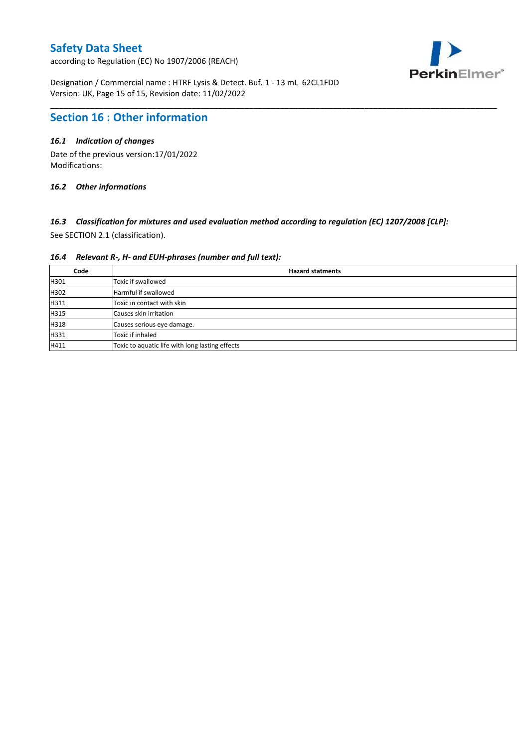## Section 16 : Other information

### *16.1 Indication of changes*

Date of the previous version:17/01/2022
Modifications:

### *16.2 Other informations*

### *16.3 Classification for mixtures and used evaluation method according to regulation (EC) 1207/2008 [CLP]:*

See SECTION 2.1 (classification).

### *16.4 Relevant R-, H- and EUH-phrases (number and full text):*

| Code | Hazard statments |
|---|---|
| H301 | Toxic if swallowed |
| H302 | Harmful if swallowed |
| H311 | Toxic in contact with skin |
| H315 | Causes skin irritation |
| H318 | Causes serious eye damage. |
| H331 | Toxic if inhaled |
| H411 | Toxic to aquatic life with long lasting effects |